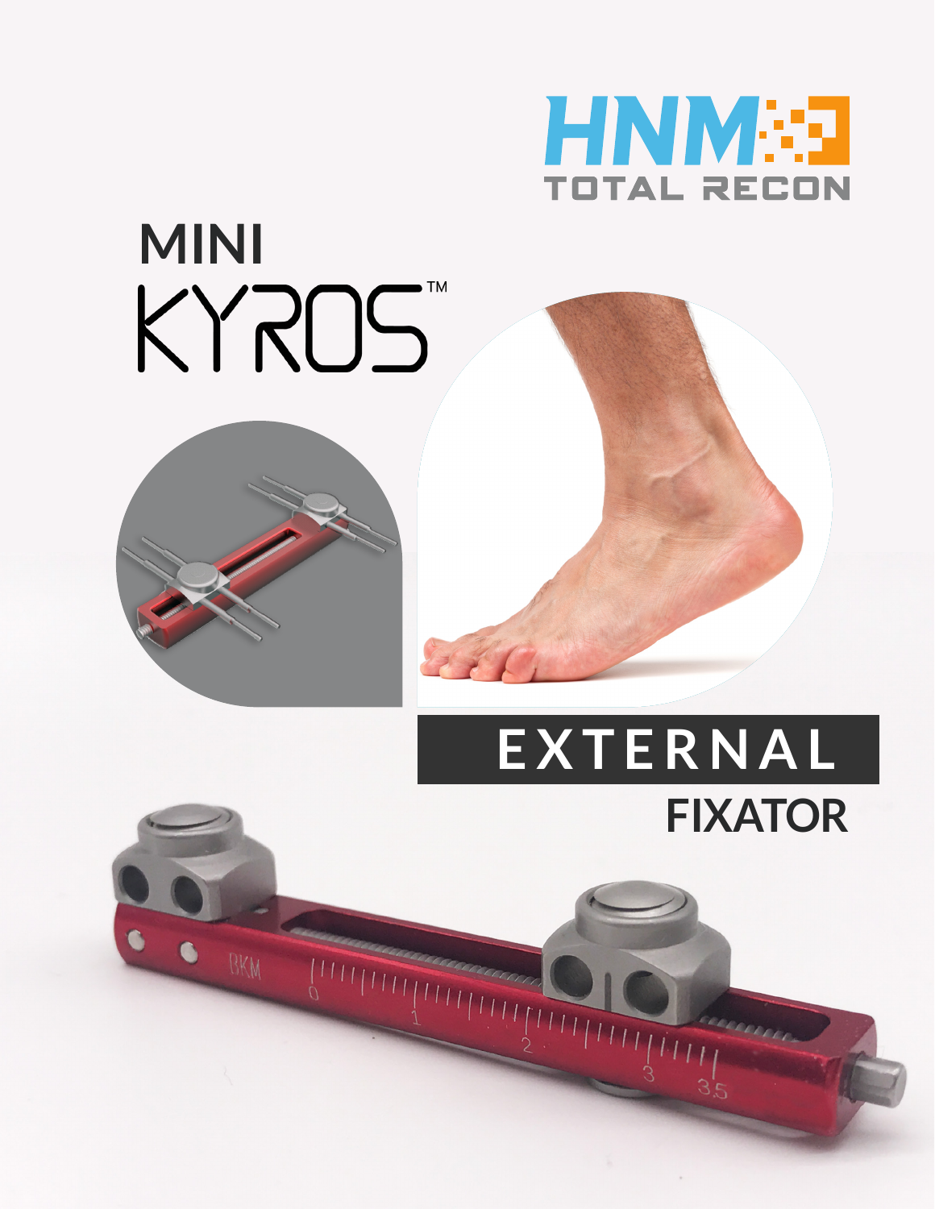HNM TOTAL RECON

# MINI KYROS™

## EXTERNAL FIXATOR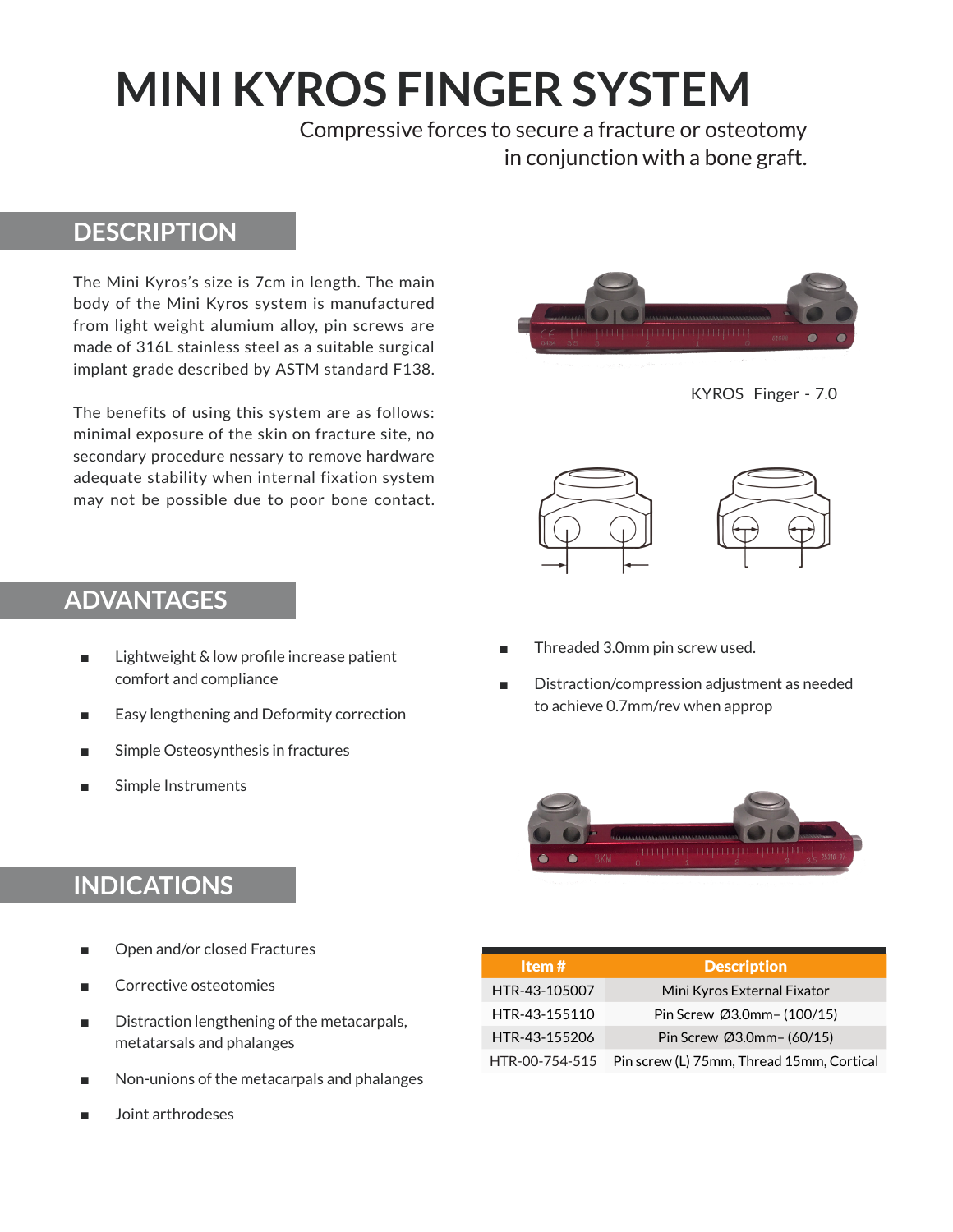#  MINI KYROS FINGER SYSTEM

Compressive forces to secure a fracture or osteotomy in conjunction with a bone graft.

## DESCRIPTION

The Mini Kyros's size is 7cm in length. The main body of the Mini Kyros system is manufactured from light weight alumium alloy, pin screws are made of 316L stainless steel as a suitable surgical implant grade described by ASTM standard F138.

The benefits of using this system are as follows: minimal exposure of the skin on fracture site, no secondary procedure nessary to remove hardware adequate stability when internal fixation system may not be possible due to poor bone contact.

KYROS Finger - 7.0

## ADVANTAGES

- Lightweight & low profile increase patient comfort and compliance
- Easy lengthening and Deformity correction
- Simple Osteosynthesis in fractures
- Simple Instruments
- Threaded 3.0mm pin screw used.
- Distraction/compression adjustment as needed to achieve 0.7mm/rev when approp

## INDICATIONS

- Open and/or closed Fractures
- Corrective osteotomies
- Distraction lengthening of the metacarpals, metatarsals and phalanges
- Non-unions of the metacarpals and phalanges
- Joint arthrodeses

| Item # | Description |
|---|---|
| HTR-43-105007 | Mini Kyros External Fixator |
| HTR-43-155110 | Pin Screw Ø3.0mm– (100/15) |
| HTR-43-155206 | Pin Screw Ø3.0mm– (60/15) |
| HTR-00-754-515 | Pin screw (L) 75mm, Thread 15mm, Cortical |